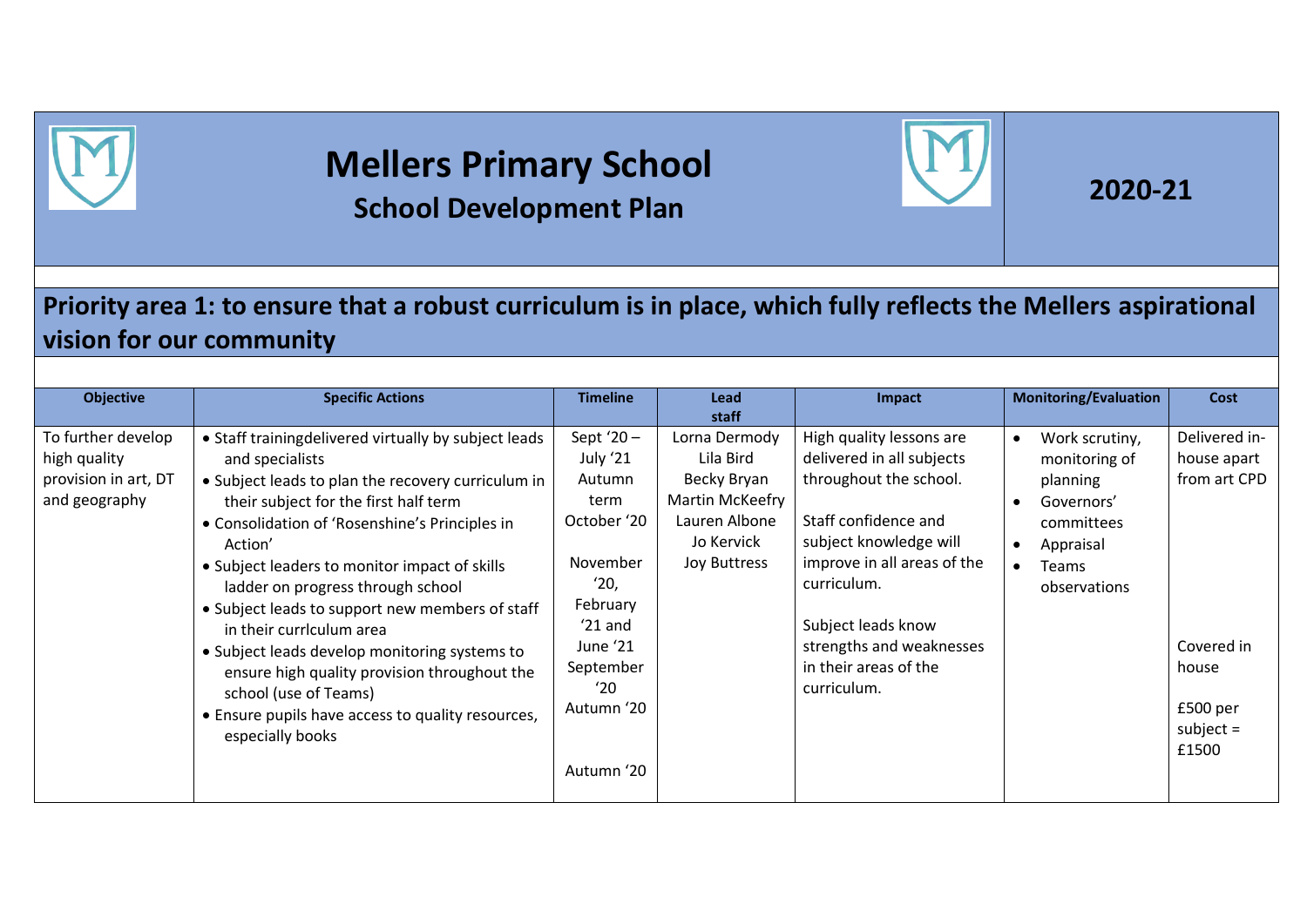# Mellers Primary School

## School Development Plan

**2020-21**

## Priority area 1: to ensure that a robust curriculum is in place, which fully reflects the Mellers aspirational vision for our community

| Objective | Specific Actions | Timeline | Lead staff | Impact | Monitoring/Evaluation | Cost |
|---|---|---|---|---|---|---|
| To further develop high quality provision in art, DT and geography | • Staff trainingdelivered virtually by subject leads and specialists<br>• Subject leads to plan the recovery curriculum in their subject for the first half term<br>• Consolidation of 'Rosenshine's Principles in Action'<br>• Subject leaders to monitor impact of skills ladder on progress through school<br>• Subject leads to support new members of staff in their currlculum area<br>• Subject leads develop monitoring systems to ensure high quality provision throughout the school (use of Teams)<br>• Ensure pupils have access to quality resources, especially books | Sept '20 – July '21<br>Autumn term<br>October '20<br><br>November '20, February '21 and June '21<br>September '20<br>Autumn '20<br><br>Autumn '20 | Lorna Dermody<br>Lila Bird<br>Becky Bryan<br>Martin McKeefry<br>Lauren Albone<br>Jo Kervick<br>Joy Buttress | High quality lessons are delivered in all subjects throughout the school.<br><br>Staff confidence and subject knowledge will improve in all areas of the curriculum.<br><br>Subject leads know strengths and weaknesses in their areas of the curriculum. | • Work scrutiny, monitoring of planning<br>• Governors' committees<br>• Appraisal<br>• Teams observations | Delivered in-house apart from art CPD<br><br>Covered in house<br><br>£500 per subject = £1500 |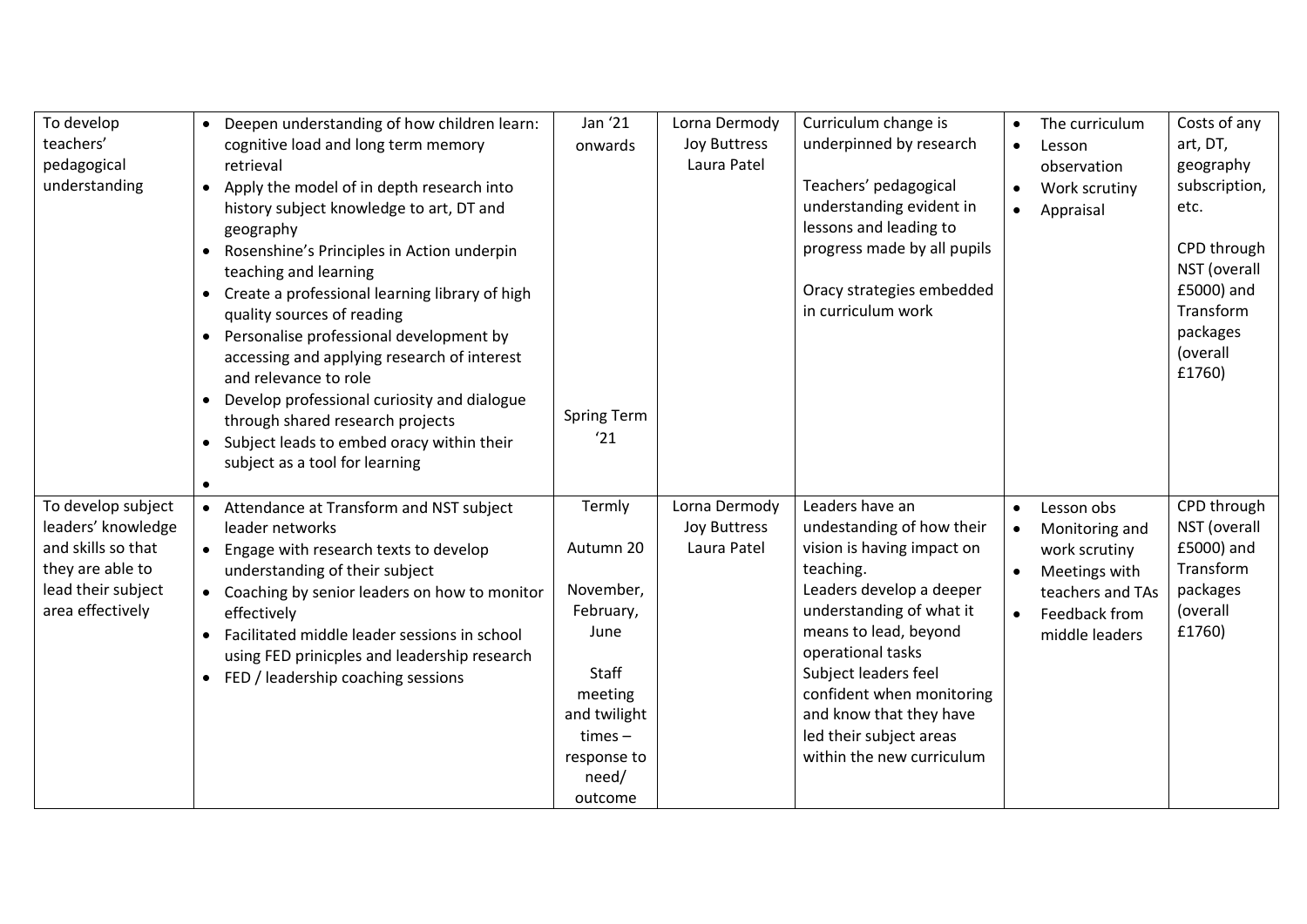| | | | | | | |
|---|---|---|---|---|---|---|
| To develop teachers' pedagogical understanding | • Deepen understanding of how children learn: cognitive load and long term memory retrieval<br>• Apply the model of in depth research into history subject knowledge to art, DT and geography<br>• Rosenshine's Principles in Action underpin teaching and learning<br>• Create a professional learning library of high quality sources of reading<br>• Personalise professional development by accessing and applying research of interest and relevance to role<br>• Develop professional curiosity and dialogue through shared research projects<br>• Subject leads to embed oracy within their subject as a tool for learning<br>• | Jan '21 onwards<br><br>Spring Term '21 | Lorna Dermody<br>Joy Buttress<br>Laura Patel | Curriculum change is underpinned by research<br><br>Teachers' pedagogical understanding evident in lessons and leading to progress made by all pupils<br><br>Oracy strategies embedded in curriculum work | • The curriculum<br>• Lesson observation<br>• Work scrutiny<br>• Appraisal | Costs of any art, DT, geography subscription, etc.<br><br>CPD through NST (overall £5000) and Transform packages (overall £1760) |
| To develop subject leaders' knowledge and skills so that they are able to lead their subject area effectively | • Attendance at Transform and NST subject leader networks<br>• Engage with research texts to develop understanding of their subject<br>• Coaching by senior leaders on how to monitor effectively<br>• Facilitated middle leader sessions in school using FED prinicples and leadership research<br>• FED / leadership coaching sessions | Termly<br><br>Autumn 20<br><br>November, February, June<br><br>Staff meeting and twilight times – response to need/ outcome | Lorna Dermody<br>Joy Buttress<br>Laura Patel | Leaders have an undestanding of how their vision is having impact on teaching.<br>Leaders develop a deeper understanding of what it means to lead, beyond operational tasks<br>Subject leaders feel confident when monitoring and know that they have led their subject areas within the new curriculum | • Lesson obs<br>• Monitoring and work scrutiny<br>• Meetings with teachers and TAs<br>• Feedback from middle leaders | CPD through NST (overall £5000) and Transform packages (overall £1760) |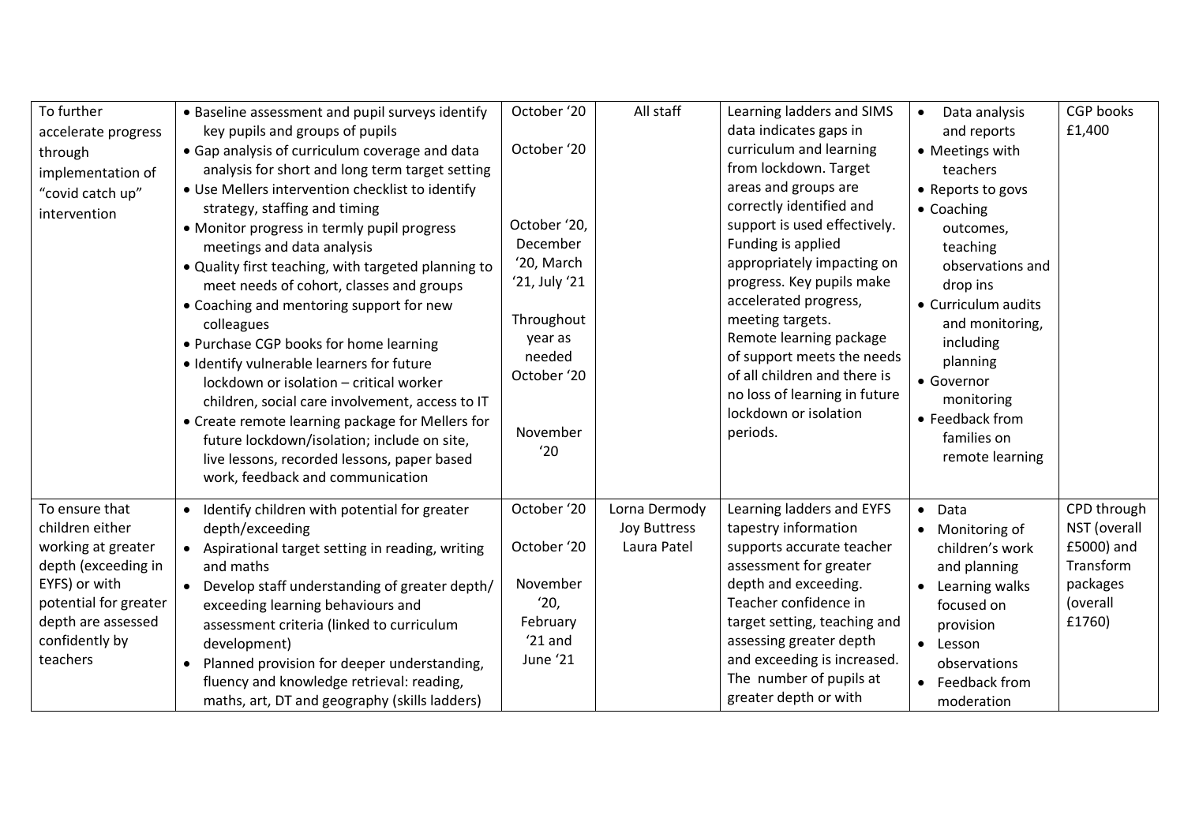| | | | | | | |
|---|---|---|---|---|---|---|
| To further accelerate progress through implementation of "covid catch up" intervention | • Baseline assessment and pupil surveys identify key pupils and groups of pupils<br>• Gap analysis of curriculum coverage and data analysis for short and long term target setting<br>• Use Mellers intervention checklist to identify strategy, staffing and timing<br>• Monitor progress in termly pupil progress meetings and data analysis<br>• Quality first teaching, with targeted planning to meet needs of cohort, classes and groups<br>• Coaching and mentoring support for new colleagues<br>• Purchase CGP books for home learning<br>• Identify vulnerable learners for future lockdown or isolation – critical worker children, social care involvement, access to IT<br>• Create remote learning package for Mellers for future lockdown/isolation; include on site, live lessons, recorded lessons, paper based work, feedback and communication | October '20<br><br>October '20<br><br>October '20, December '20, March '21, July '21<br><br>Throughout year as needed<br>October '20<br><br>November '20 | All staff | Learning ladders and SIMS data indicates gaps in curriculum and learning from lockdown. Target areas and groups are correctly identified and support is used effectively. Funding is applied appropriately impacting on progress. Key pupils make accelerated progress, meeting targets.<br>Remote learning package of support meets the needs of all children and there is no loss of learning in future lockdown or isolation periods. | • Data analysis and reports<br>• Meetings with teachers<br>• Reports to govs<br>• Coaching outcomes, teaching observations and drop ins<br>• Curriculum audits and monitoring, including planning<br>• Governor monitoring<br>• Feedback from families on remote learning | CGP books £1,400 |
| To ensure that children either working at greater depth (exceeding in EYFS) or with potential for greater depth are assessed confidently by teachers | • Identify children with potential for greater depth/exceeding<br>• Aspirational target setting in reading, writing and maths<br>• Develop staff understanding of greater depth/ exceeding learning behaviours and assessment criteria (linked to curriculum development)<br>• Planned provision for deeper understanding, fluency and knowledge retrieval: reading, maths, art, DT and geography (skills ladders) | October '20<br><br>October '20<br><br>November '20, February '21 and June '21 | Lorna Dermody<br>Joy Buttress<br>Laura Patel | Learning ladders and EYFS tapestry information supports accurate teacher assessment for greater depth and exceeding.<br>Teacher confidence in target setting, teaching and assessing greater depth and exceeding is increased.<br>The number of pupils at greater depth or with | • Data<br>• Monitoring of children's work and planning<br>• Learning walks focused on provision<br>• Lesson observations<br>• Feedback from moderation | CPD through NST (overall £5000) and Transform packages (overall £1760) |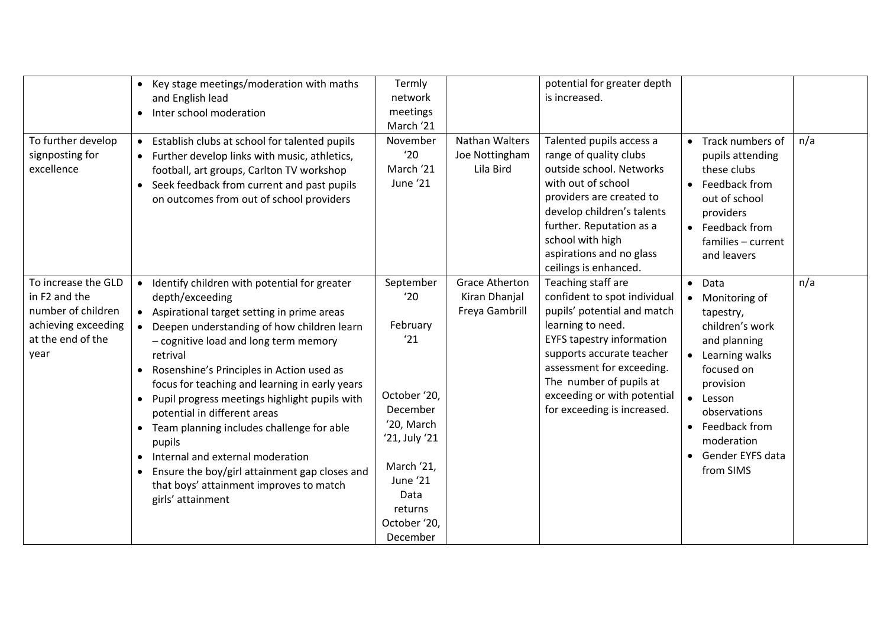| | | | | | | |
|---|---|---|---|---|---|---|
| | • Key stage meetings/moderation with maths and English lead<br>• Inter school moderation | Termly network meetings March '21 | | potential for greater depth is increased. | | |
| To further develop signposting for excellence | • Establish clubs at school for talented pupils<br>• Further develop links with music, athletics, football, art groups, Carlton TV workshop<br>• Seek feedback from current and past pupils on outcomes from out of school providers | November '20<br>March '21<br>June '21 | Nathan Walters<br>Joe Nottingham<br>Lila Bird | Talented pupils access a range of quality clubs outside school. Networks with out of school providers are created to develop children's talents further. Reputation as a school with high aspirations and no glass ceilings is enhanced. | • Track numbers of pupils attending these clubs<br>• Feedback from out of school providers<br>• Feedback from families – current and leavers | n/a |
| To increase the GLD in F2 and the number of children achieving exceeding at the end of the year | • Identify children with potential for greater depth/exceeding<br>• Aspirational target setting in prime areas<br>• Deepen understanding of how children learn – cognitive load and long term memory retrival<br>• Rosenshine's Principles in Action used as focus for teaching and learning in early years<br>• Pupil progress meetings highlight pupils with potential in different areas<br>• Team planning includes challenge for able pupils<br>• Internal and external moderation<br>• Ensure the boy/girl attainment gap closes and that boys' attainment improves to match girls' attainment | September '20<br><br>February '21<br><br>October '20, December '20, March '21, July '21<br><br>March '21, June '21<br>Data returns<br>October '20, December | Grace Atherton<br>Kiran Dhanjal<br>Freya Gambrill | Teaching staff are confident to spot individual pupils' potential and match learning to need.<br>EYFS tapestry information supports accurate teacher assessment for exceeding.<br>The number of pupils at exceeding or with potential for exceeding is increased. | • Data<br>• Monitoring of tapestry, children's work and planning<br>• Learning walks focused on provision<br>• Lesson observations<br>• Feedback from moderation<br>• Gender EYFS data from SIMS | n/a |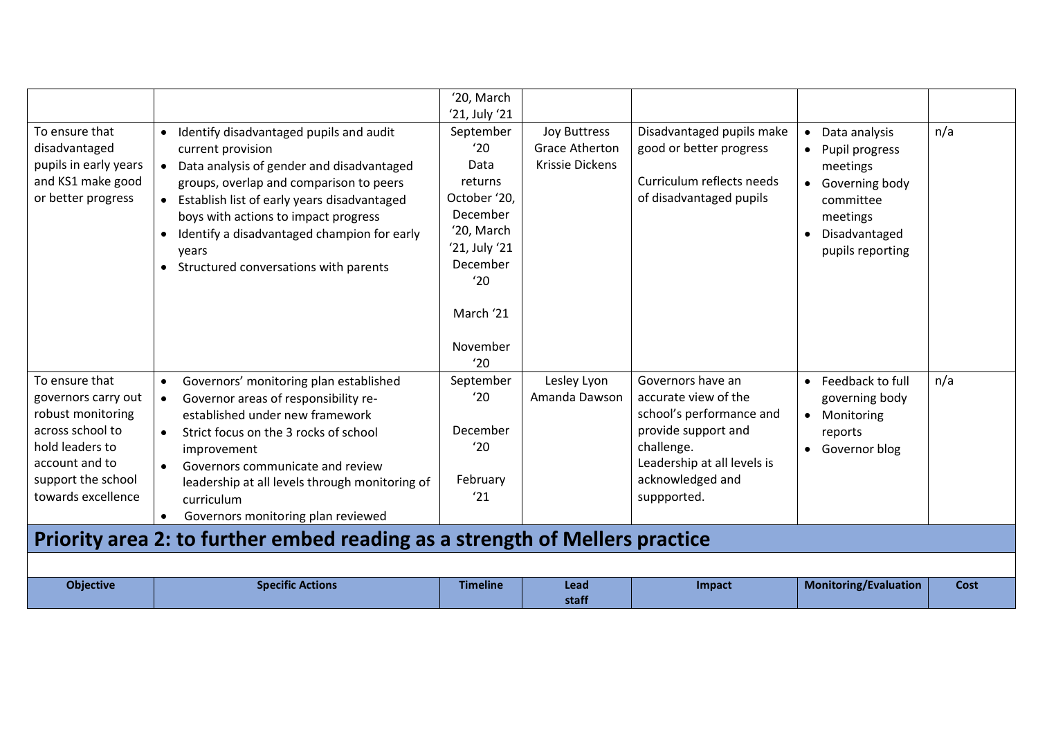| | | '20, March '21, July '21 | | | | |
|---|---|---|---|---|---|---|
| To ensure that disadvantaged pupils in early years and KS1 make good or better progress | • Identify disadvantaged pupils and audit current provision<br>• Data analysis of gender and disadvantaged groups, overlap and comparison to peers<br>• Establish list of early years disadvantaged boys with actions to impact progress<br>• Identify a disadvantaged champion for early years<br>• Structured conversations with parents | September '20<br>Data returns October '20, December '20, March '21, July '21<br>December '20<br><br>March '21<br><br>November '20 | Joy Buttress<br>Grace Atherton<br>Krissie Dickens | Disadvantaged pupils make good or better progress<br><br>Curriculum reflects needs of disadvantaged pupils | • Data analysis<br>• Pupil progress meetings<br>• Governing body committee meetings<br>• Disadvantaged pupils reporting | n/a |
| To ensure that governors carry out robust monitoring across school to hold leaders to account and to support the school towards excellence | • Governors' monitoring plan established<br>• Governor areas of responsibility re-established under new framework<br>• Strict focus on the 3 rocks of school improvement<br>• Governors communicate and review leadership at all levels through monitoring of curriculum<br>• Governors monitoring plan reviewed | September '20<br><br>December '20<br><br>February '21 | Lesley Lyon<br>Amanda Dawson | Governors have an accurate view of the school's performance and provide support and challenge.<br>Leadership at all levels is acknowledged and suppported. | • Feedback to full governing body<br>• Monitoring reports<br>• Governor blog | n/a |

## Priority area 2: to further embed reading as a strength of Mellers practice

| Objective | Specific Actions | Timeline | Lead staff | Impact | Monitoring/Evaluation | Cost |
|---|---|---|---|---|---|---|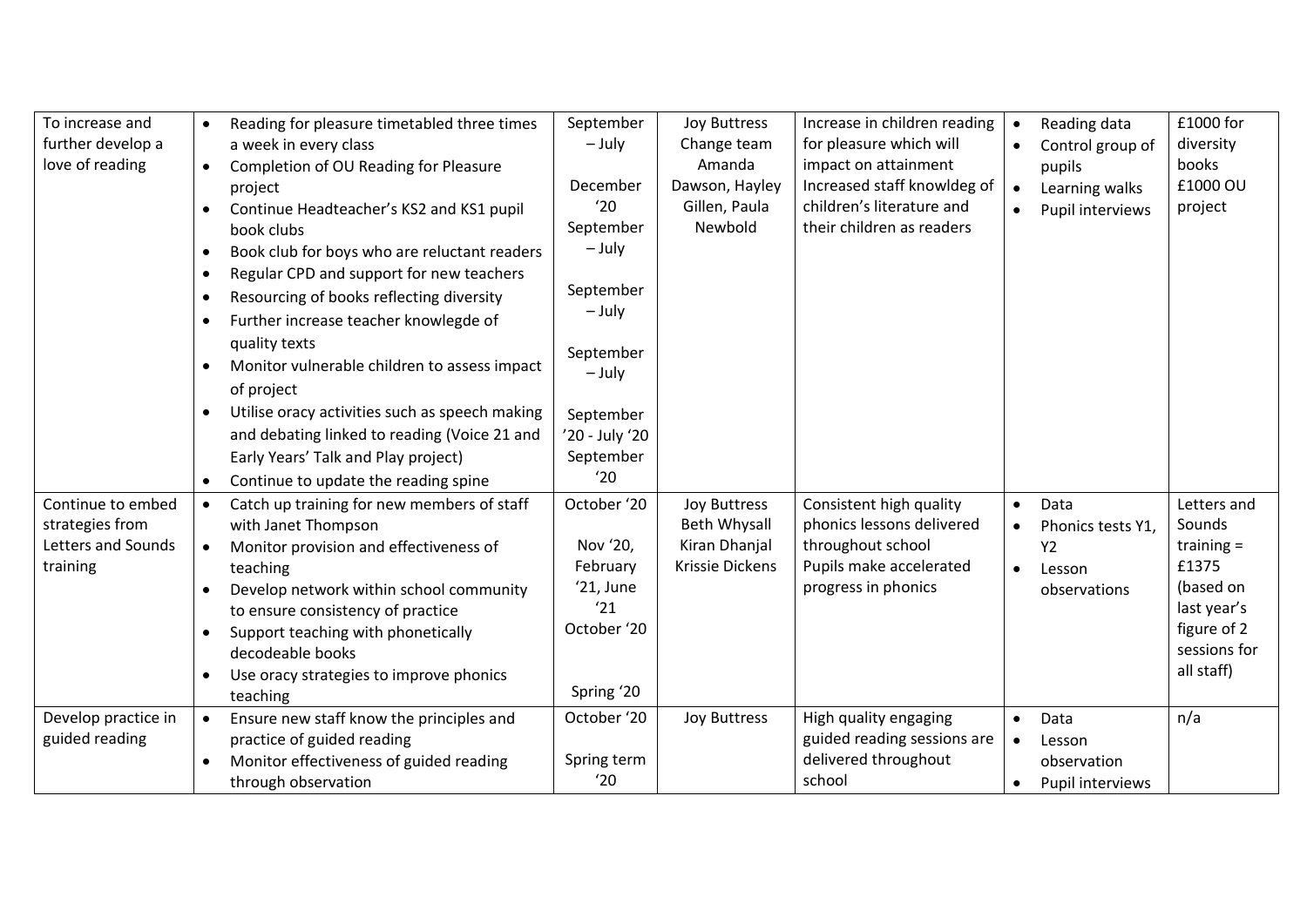| To increase and further develop a love of reading | • Reading for pleasure timetabled three times a week in every class<br>• Completion of OU Reading for Pleasure project<br>• Continue Headteacher's KS2 and KS1 pupil book clubs<br>• Book club for boys who are reluctant readers<br>• Regular CPD and support for new teachers<br>• Resourcing of books reflecting diversity<br>• Further increase teacher knowlegde of quality texts<br>• Monitor vulnerable children to assess impact of project<br>• Utilise oracy activities such as speech making and debating linked to reading (Voice 21 and Early Years' Talk and Play project)<br>• Continue to update the reading spine | September – July<br><br>December '20<br>September – July<br><br>September – July<br><br>September – July<br><br>September '20 - July '20<br>September '20 | Joy Buttress<br>Change team<br>Amanda Dawson, Hayley Gillen, Paula Newbold | Increase in children reading for pleasure which will impact on attainment<br>Increased staff knowldeg of children's literature and their children as readers | • Reading data<br>• Control group of pupils<br>• Learning walks<br>• Pupil interviews | £1000 for diversity books<br>£1000 OU project |
|---|---|---|---|---|---|---|
| Continue to embed strategies from Letters and Sounds training | • Catch up training for new members of staff with Janet Thompson<br>• Monitor provision and effectiveness of teaching<br>• Develop network within school community to ensure consistency of practice<br>• Support teaching with phonetically decodeable books<br>• Use oracy strategies to improve phonics teaching | October '20<br><br>Nov '20, February '21, June '21<br>October '20<br><br>Spring '20 | Joy Buttress<br>Beth Whysall<br>Kiran Dhanjal<br>Krissie Dickens | Consistent high quality phonics lessons delivered throughout school<br>Pupils make accelerated progress in phonics | • Data<br>• Phonics tests Y1, Y2<br>• Lesson observations | Letters and Sounds training = £1375 (based on last year's figure of 2 sessions for all staff) |
| Develop practice in guided reading | • Ensure new staff know the principles and practice of guided reading<br>• Monitor effectiveness of guided reading through observation | October '20<br><br>Spring term '20 | Joy Buttress | High quality engaging guided reading sessions are delivered throughout school | • Data<br>• Lesson observation<br>• Pupil interviews | n/a |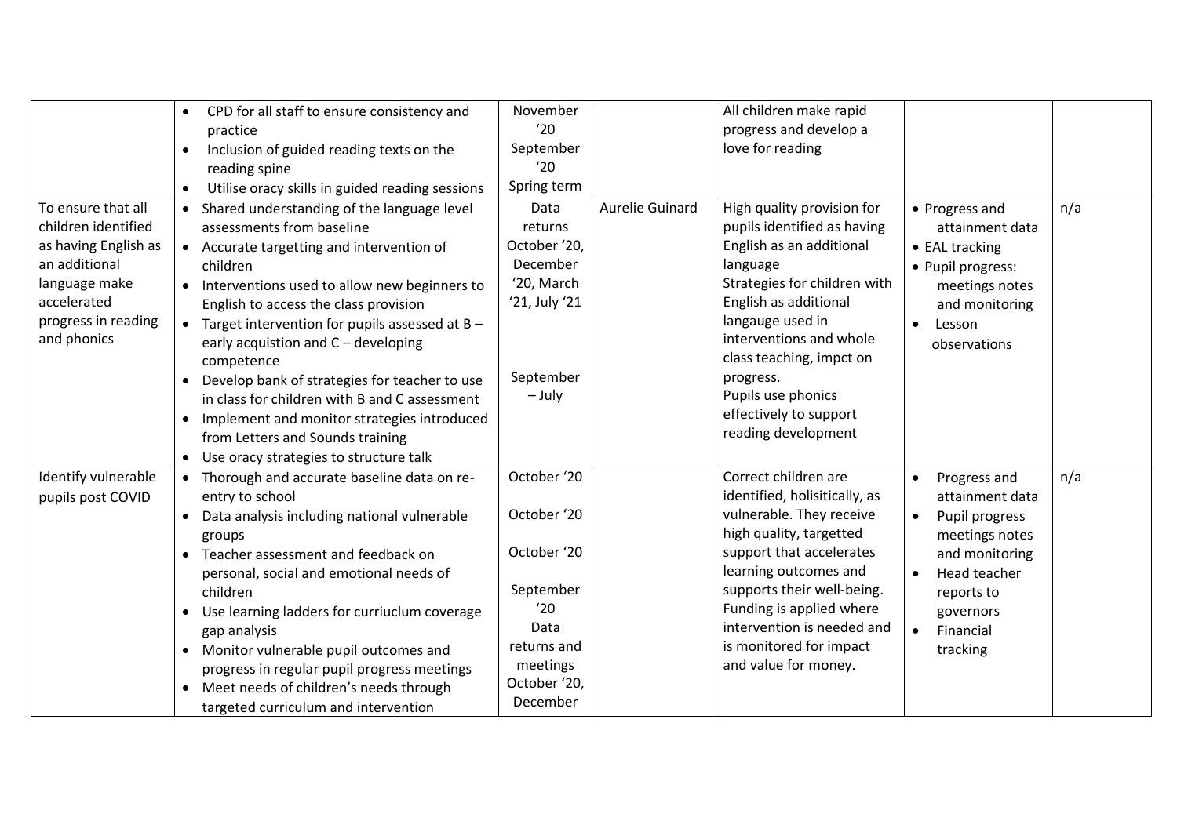| | | | | | | |
|---|---|---|---|---|---|---|
| | • CPD for all staff to ensure consistency and practice<br>• Inclusion of guided reading texts on the reading spine<br>• Utilise oracy skills in guided reading sessions | November '20<br>September '20<br>Spring term | | All children make rapid progress and develop a love for reading | | |
| To ensure that all children identified as having English as an additional language make accelerated progress in reading and phonics | • Shared understanding of the language level assessments from baseline<br>• Accurate targetting and intervention of children<br>• Interventions used to allow new beginners to English to access the class provision<br>• Target intervention for pupils assessed at B – early acquistion and C – developing competence<br>• Develop bank of strategies for teacher to use in class for children with B and C assessment<br>• Implement and monitor strategies introduced from Letters and Sounds training<br>• Use oracy strategies to structure talk | Data returns October '20, December '20, March '21, July '21<br><br>September – July | Aurelie Guinard | High quality provision for pupils identified as having English as an additional language<br>Strategies for children with English as additional langauge used in interventions and whole class teaching, impct on progress.<br>Pupils use phonics effectively to support reading development | • Progress and attainment data<br>• EAL tracking<br>• Pupil progress: meetings notes and monitoring<br>• Lesson observations | n/a |
| Identify vulnerable pupils post COVID | • Thorough and accurate baseline data on re-entry to school<br>• Data analysis including national vulnerable groups<br>• Teacher assessment and feedback on personal, social and emotional needs of children<br>• Use learning ladders for curriuclum coverage gap analysis<br>• Monitor vulnerable pupil outcomes and progress in regular pupil progress meetings<br>• Meet needs of children's needs through targeted curriculum and intervention | October '20<br>October '20<br>October '20<br>September '20<br>Data returns and meetings October '20, December | | Correct children are identified, holisitically, as vulnerable. They receive high quality, targetted support that accelerates learning outcomes and supports their well-being. Funding is applied where intervention is needed and is monitored for impact and value for money. | • Progress and attainment data<br>• Pupil progress meetings notes and monitoring<br>• Head teacher reports to governors<br>• Financial tracking | n/a |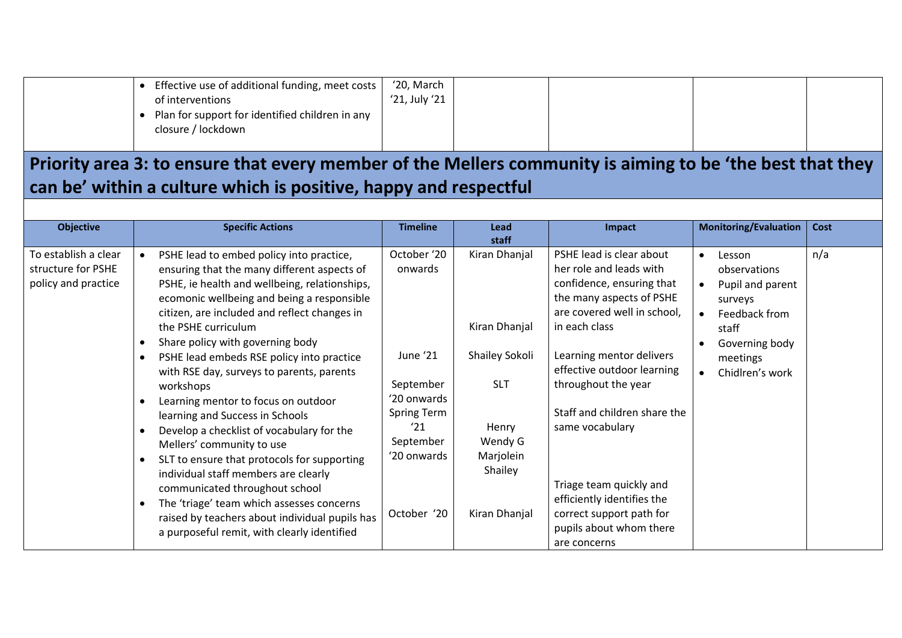| | | | | | | |
|---|---|---|---|---|---|---|
| | • Effective use of additional funding, meet costs of interventions<br>• Plan for support for identified children in any closure / lockdown | '20, March '21, July '21 | | | | |

## Priority area 3: to ensure that every member of the Mellers community is aiming to be 'the best that they can be' within a culture which is positive, happy and respectful

| Objective | Specific Actions | Timeline | Lead staff | Impact | Monitoring/Evaluation | Cost |
|---|---|---|---|---|---|---|
| To establish a clear structure for PSHE policy and practice | • PSHE lead to embed policy into practice, ensuring that the many different aspects of PSHE, ie health and wellbeing, relationships, ecomonic wellbeing and being a responsible citizen, are included and reflect changes in the PSHE curriculum<br>• Share policy with governing body<br>• PSHE lead embeds RSE policy into practice with RSE day, surveys to parents, parents workshops<br>• Learning mentor to focus on outdoor learning and Success in Schools<br>• Develop a checklist of vocabulary for the Mellers' community to use<br>• SLT to ensure that protocols for supporting individual staff members are clearly communicated throughout school<br>• The 'triage' team which assesses concerns raised by teachers about individual pupils has a purposeful remit, with clearly identified | October '20 onwards<br><br>June '21<br><br>September '20 onwards<br>Spring Term '21<br>September '20 onwards<br><br>October '20 | Kiran Dhanjal<br><br>Kiran Dhanjal<br>Shailey Sokoli<br>SLT<br><br>Henry<br>Wendy G<br>Marjolein<br>Shailey<br><br>Kiran Dhanjal | PSHE lead is clear about her role and leads with confidence, ensuring that the many aspects of PSHE are covered well in school, in each class<br><br>Learning mentor delivers effective outdoor learning throughout the year<br><br>Staff and children share the same vocabulary<br><br>Triage team quickly and efficiently identifies the correct support path for pupils about whom there are concerns | • Lesson observations<br>• Pupil and parent surveys<br>• Feedback from staff<br>• Governing body meetings<br>• Chidlren's work | n/a |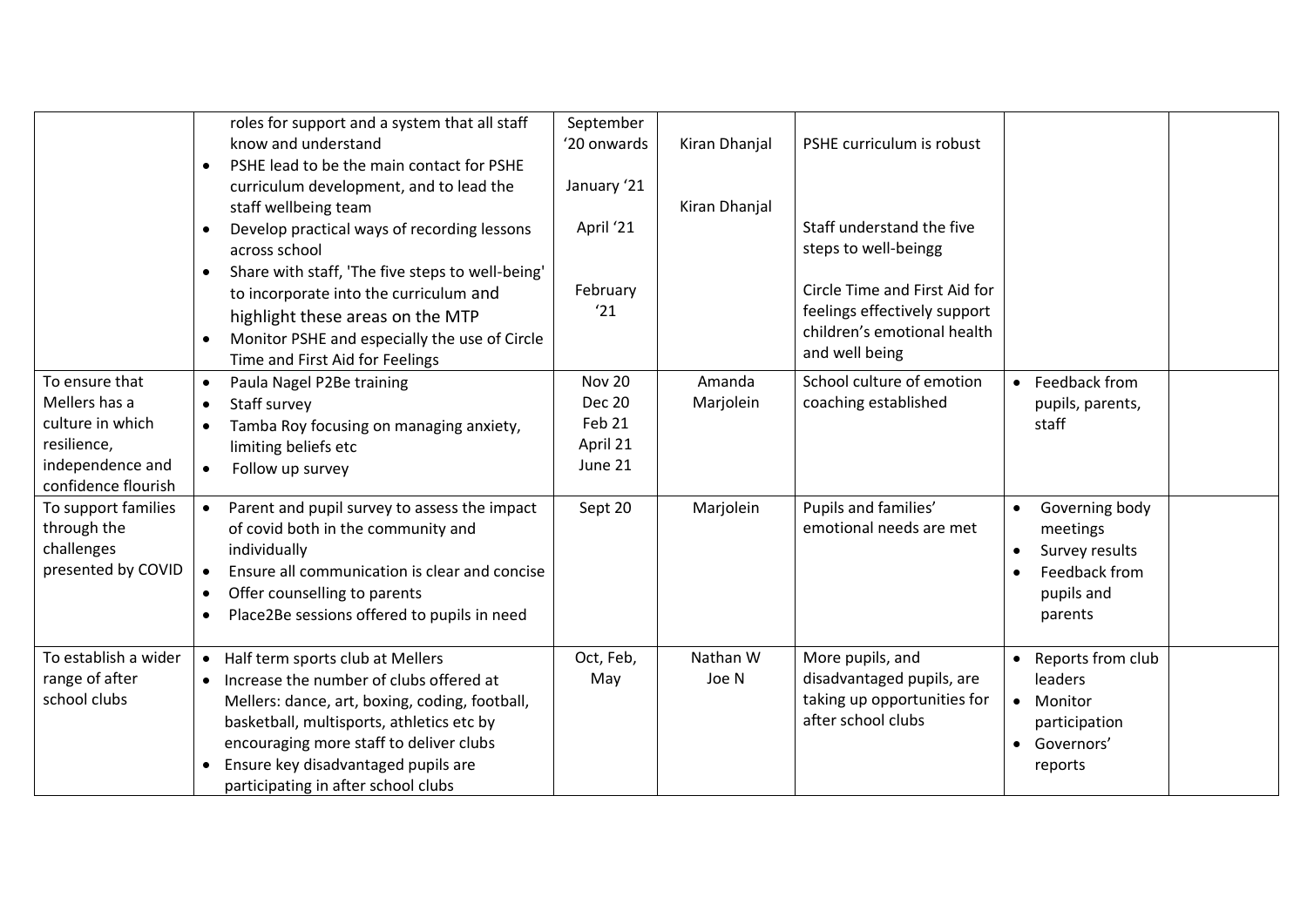| | | | | | | |
|---|---|---|---|---|---|---|
| | roles for support and a system that all staff know and understand<br>• PSHE lead to be the main contact for PSHE curriculum development, and to lead the staff wellbeing team<br>• Develop practical ways of recording lessons across school<br>• Share with staff, 'The five steps to well-being' to incorporate into the curriculum and highlight these areas on the MTP<br>• Monitor PSHE and especially the use of Circle Time and First Aid for Feelings | September '20 onwards<br><br>January '21<br><br>April '21<br><br>February '21 | Kiran Dhanjal<br><br>Kiran Dhanjal | PSHE curriculum is robust<br><br>Staff understand the five steps to well-beingg<br><br>Circle Time and First Aid for feelings effectively support children's emotional health and well being | | |
| To ensure that Mellers has a culture in which resilience, independence and confidence flourish | • Paula Nagel P2Be training<br>• Staff survey<br>• Tamba Roy focusing on managing anxiety, limiting beliefs etc<br>• Follow up survey | Nov 20<br>Dec 20<br>Feb 21<br>April 21<br>June 21 | Amanda<br>Marjolein | School culture of emotion coaching established | • Feedback from pupils, parents, staff | |
| To support families through the challenges presented by COVID | • Parent and pupil survey to assess the impact of covid both in the community and individually<br>• Ensure all communication is clear and concise<br>• Offer counselling to parents<br>• Place2Be sessions offered to pupils in need | Sept 20 | Marjolein | Pupils and families' emotional needs are met | • Governing body meetings<br>• Survey results<br>• Feedback from pupils and parents | |
| To establish a wider range of after school clubs | • Half term sports club at Mellers<br>• Increase the number of clubs offered at Mellers: dance, art, boxing, coding, football, basketball, multisports, athletics etc by encouraging more staff to deliver clubs<br>• Ensure key disadvantaged pupils are participating in after school clubs | Oct, Feb, May | Nathan W<br>Joe N | More pupils, and disadvantaged pupils, are taking up opportunities for after school clubs | • Reports from club leaders<br>• Monitor participation<br>• Governors' reports | |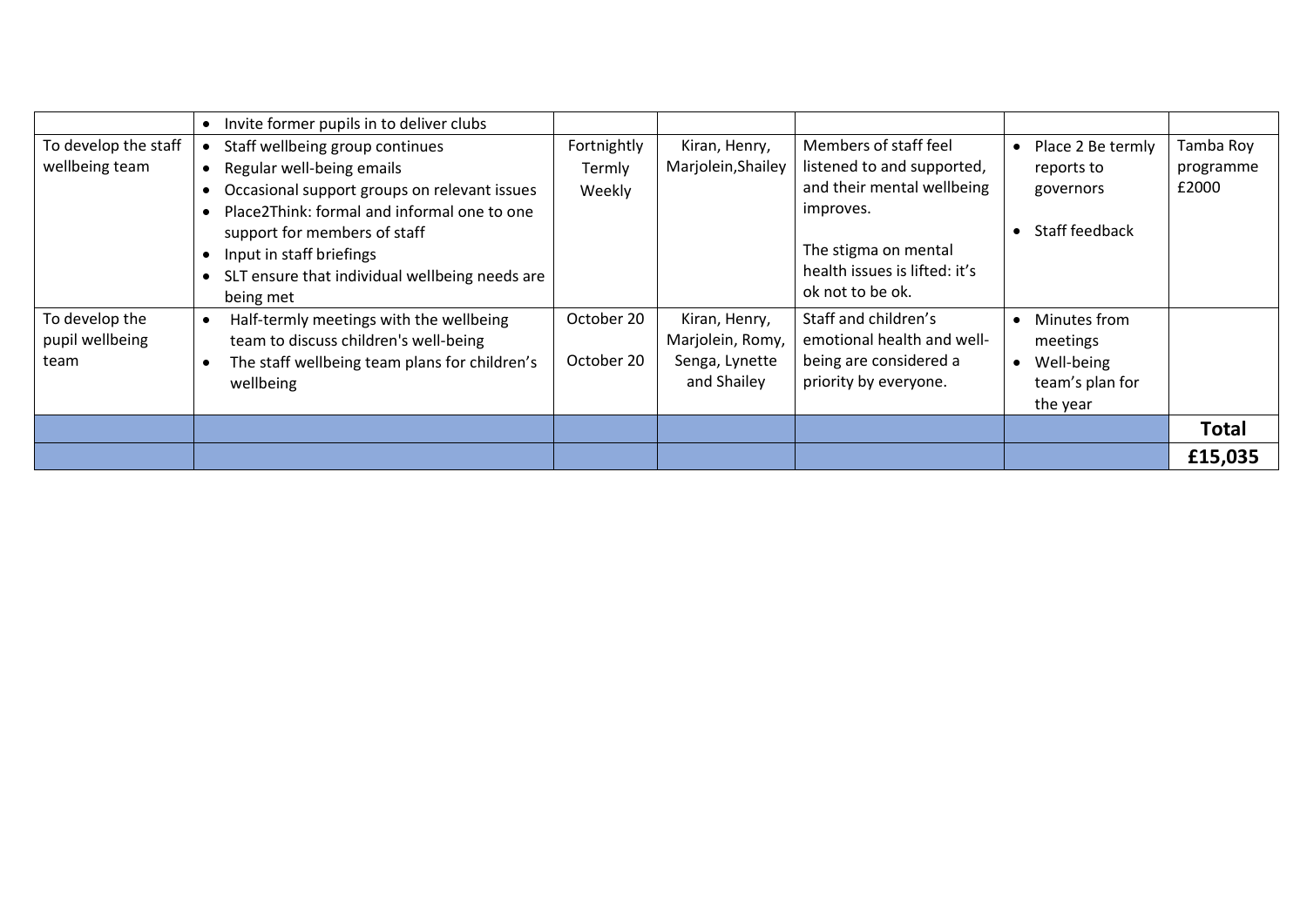| | | | | | | |
|---|---|---|---|---|---|---|
| | • Invite former pupils in to deliver clubs | | | | | |
| To develop the staff wellbeing team | • Staff wellbeing group continues<br>• Regular well-being emails<br>• Occasional support groups on relevant issues<br>• Place2Think: formal and informal one to one support for members of staff<br>• Input in staff briefings<br>• SLT ensure that individual wellbeing needs are being met | Fortnightly<br>Termly<br>Weekly | Kiran, Henry, Marjolein,Shailey | Members of staff feel listened to and supported, and their mental wellbeing improves.<br><br>The stigma on mental health issues is lifted: it's ok not to be ok. | • Place 2 Be termly reports to governors<br><br>• Staff feedback | Tamba Roy programme £2000 |
| To develop the pupil wellbeing team | • Half-termly meetings with the wellbeing team to discuss children's well-being<br>• The staff wellbeing team plans for children's wellbeing | October 20<br><br>October 20 | Kiran, Henry, Marjolein, Romy, Senga, Lynette and Shailey | Staff and children's emotional health and well-being are considered a priority by everyone. | • Minutes from meetings<br>• Well-being team's plan for the year | |
| | | | | | | **Total** |
| | | | | | | **£15,035** |